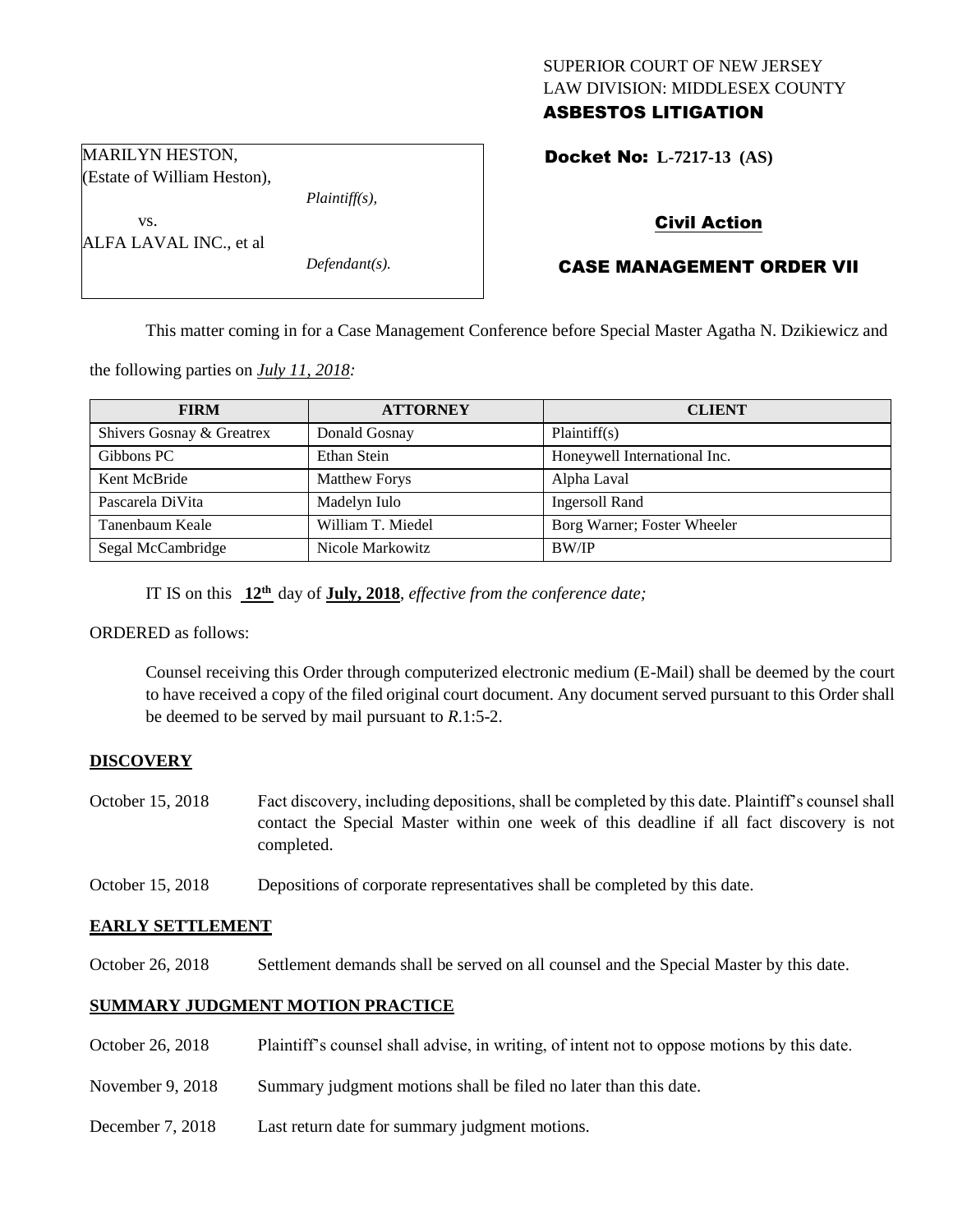SUPERIOR COURT OF NEW JERSEY
LAW DIVISION: MIDDLESEX COUNTY
**ASBESTOS LITIGATION**

MARILYN HESTON,
(Estate of William Heston),
*Plaintiff(s),*
vs.
ALFA LAVAL INC., et al
*Defendant(s).*

**Docket No: L-7217-13 (AS)**

**Civil Action**

**CASE MANAGEMENT ORDER VII**

This matter coming in for a Case Management Conference before Special Master Agatha N. Dzikiewicz and the following parties on *July 11, 2018:*

| FIRM | ATTORNEY | CLIENT |
|---|---|---|
| Shivers Gosnay & Greatrex | Donald Gosnay | Plaintiff(s) |
| Gibbons PC | Ethan Stein | Honeywell International Inc. |
| Kent McBride | Matthew Forys | Alpha Laval |
| Pascarela DiVita | Madelyn Iulo | Ingersoll Rand |
| Tanenbaum Keale | William T. Miedel | Borg Warner; Foster Wheeler |
| Segal McCambridge | Nicole Markowitz | BW/IP |

IT IS on this **12th** day of **July, 2018**, *effective from the conference date;*

ORDERED as follows:

Counsel receiving this Order through computerized electronic medium (E-Mail) shall be deemed by the court to have received a copy of the filed original court document. Any document served pursuant to this Order shall be deemed to be served by mail pursuant to *R*.1:5-2.

**DISCOVERY**

October 15, 2018 Fact discovery, including depositions, shall be completed by this date. Plaintiff's counsel shall contact the Special Master within one week of this deadline if all fact discovery is not completed.

October 15, 2018 Depositions of corporate representatives shall be completed by this date.

**EARLY SETTLEMENT**

October 26, 2018 Settlement demands shall be served on all counsel and the Special Master by this date.

**SUMMARY JUDGMENT MOTION PRACTICE**

October 26, 2018 Plaintiff's counsel shall advise, in writing, of intent not to oppose motions by this date.

November 9, 2018 Summary judgment motions shall be filed no later than this date.

December 7, 2018 Last return date for summary judgment motions.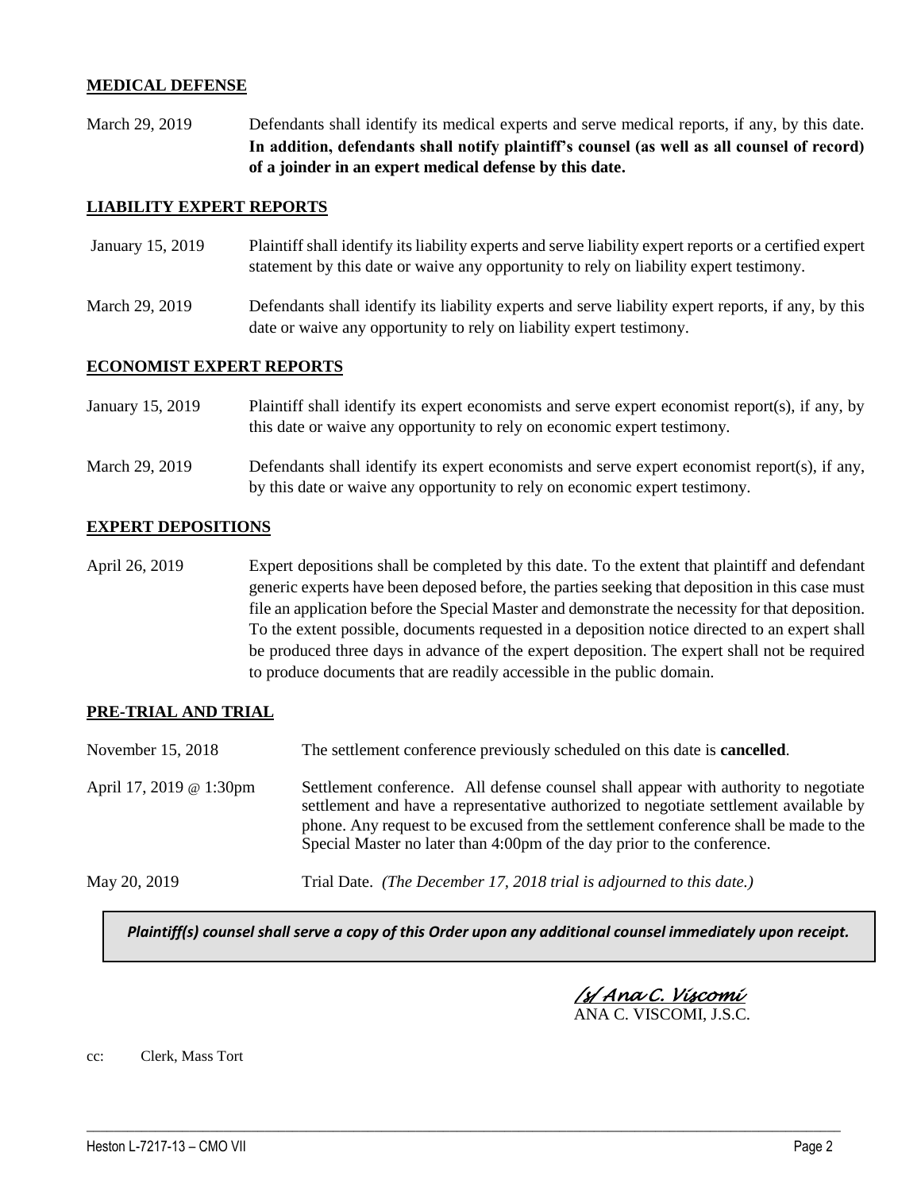**MEDICAL DEFENSE**

| | |
|---|---|
| March 29, 2019 | Defendants shall identify its medical experts and serve medical reports, if any, by this date. **In addition, defendants shall notify plaintiff's counsel (as well as all counsel of record) of a joinder in an expert medical defense by this date.** |

**LIABILITY EXPERT REPORTS**

| | |
|---|---|
| January 15, 2019 | Plaintiff shall identify its liability experts and serve liability expert reports or a certified expert statement by this date or waive any opportunity to rely on liability expert testimony. |
| March 29, 2019 | Defendants shall identify its liability experts and serve liability expert reports, if any, by this date or waive any opportunity to rely on liability expert testimony. |

**ECONOMIST EXPERT REPORTS**

| | |
|---|---|
| January 15, 2019 | Plaintiff shall identify its expert economists and serve expert economist report(s), if any, by this date or waive any opportunity to rely on economic expert testimony. |
| March 29, 2019 | Defendants shall identify its expert economists and serve expert economist report(s), if any, by this date or waive any opportunity to rely on economic expert testimony. |

**EXPERT DEPOSITIONS**

| | |
|---|---|
| April 26, 2019 | Expert depositions shall be completed by this date. To the extent that plaintiff and defendant generic experts have been deposed before, the parties seeking that deposition in this case must file an application before the Special Master and demonstrate the necessity for that deposition. To the extent possible, documents requested in a deposition notice directed to an expert shall be produced three days in advance of the expert deposition. The expert shall not be required to produce documents that are readily accessible in the public domain. |

**PRE-TRIAL AND TRIAL**

| | |
|---|---|
| November 15, 2018 | The settlement conference previously scheduled on this date is **cancelled**. |
| April 17, 2019 @ 1:30pm | Settlement conference. All defense counsel shall appear with authority to negotiate settlement and have a representative authorized to negotiate settlement available by phone. Any request to be excused from the settlement conference shall be made to the Special Master no later than 4:00pm of the day prior to the conference. |
| May 20, 2019 | Trial Date. *(The December 17, 2018 trial is adjourned to this date.)* |

***Plaintiff(s) counsel shall serve a copy of this Order upon any additional counsel immediately upon receipt.***

*/s/ Ana C. Viscomi*
ANA C. VISCOMI, J.S.C.

cc: Clerk, Mass Tort